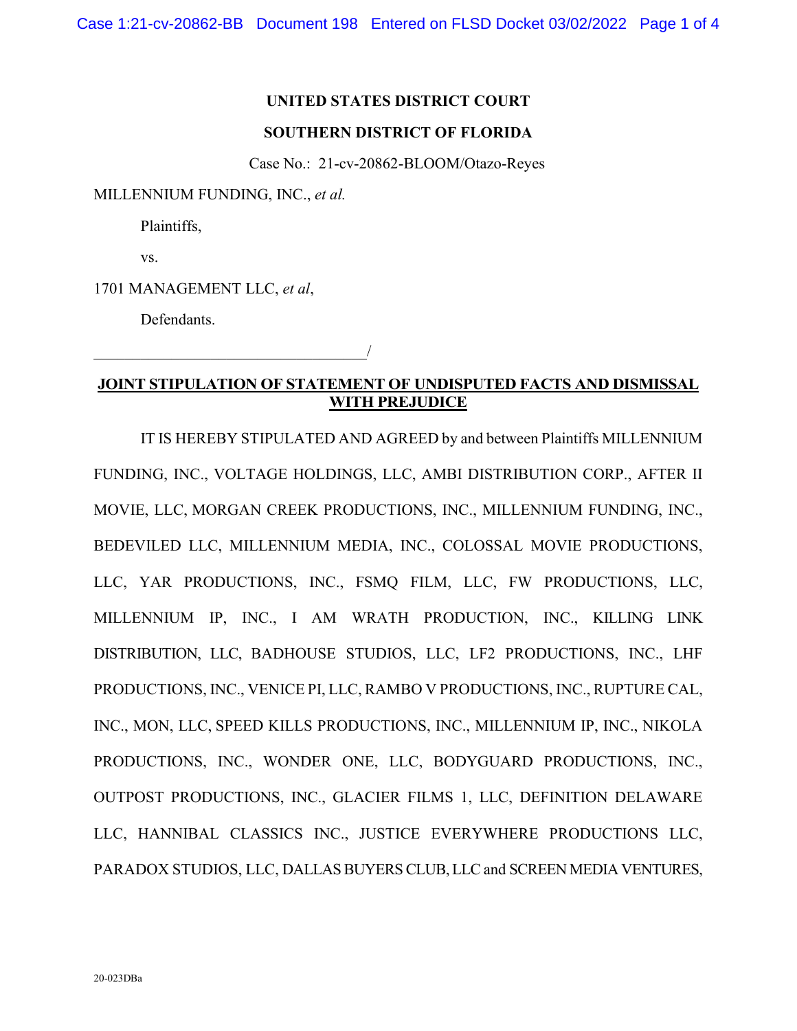**UNITED STATES DISTRICT COURT**

**SOUTHERN DISTRICT OF FLORIDA**

Case No.: 21-cv-20862-BLOOM/Otazo-Reyes

MILLENNIUM FUNDING, INC., *et al.*

Plaintiffs,

vs.

1701 MANAGEMENT LLC, *et al*,

Defendants.

_____________________________________/

**JOINT STIPULATION OF STATEMENT OF UNDISPUTED FACTS AND DISMISSAL WITH PREJUDICE**

IT IS HEREBY STIPULATED AND AGREED by and between Plaintiffs MILLENNIUM FUNDING, INC., VOLTAGE HOLDINGS, LLC, AMBI DISTRIBUTION CORP., AFTER II MOVIE, LLC, MORGAN CREEK PRODUCTIONS, INC., MILLENNIUM FUNDING, INC., BEDEVILED LLC, MILLENNIUM MEDIA, INC., COLOSSAL MOVIE PRODUCTIONS, LLC, YAR PRODUCTIONS, INC., FSMQ FILM, LLC, FW PRODUCTIONS, LLC, MILLENNIUM IP, INC., I AM WRATH PRODUCTION, INC., KILLING LINK DISTRIBUTION, LLC, BADHOUSE STUDIOS, LLC, LF2 PRODUCTIONS, INC., LHF PRODUCTIONS, INC., VENICE PI, LLC, RAMBO V PRODUCTIONS, INC., RUPTURE CAL, INC., MON, LLC, SPEED KILLS PRODUCTIONS, INC., MILLENNIUM IP, INC., NIKOLA PRODUCTIONS, INC., WONDER ONE, LLC, BODYGUARD PRODUCTIONS, INC., OUTPOST PRODUCTIONS, INC., GLACIER FILMS 1, LLC, DEFINITION DELAWARE LLC, HANNIBAL CLASSICS INC., JUSTICE EVERYWHERE PRODUCTIONS LLC, PARADOX STUDIOS, LLC, DALLAS BUYERS CLUB, LLC and SCREEN MEDIA VENTURES,

20-023DBa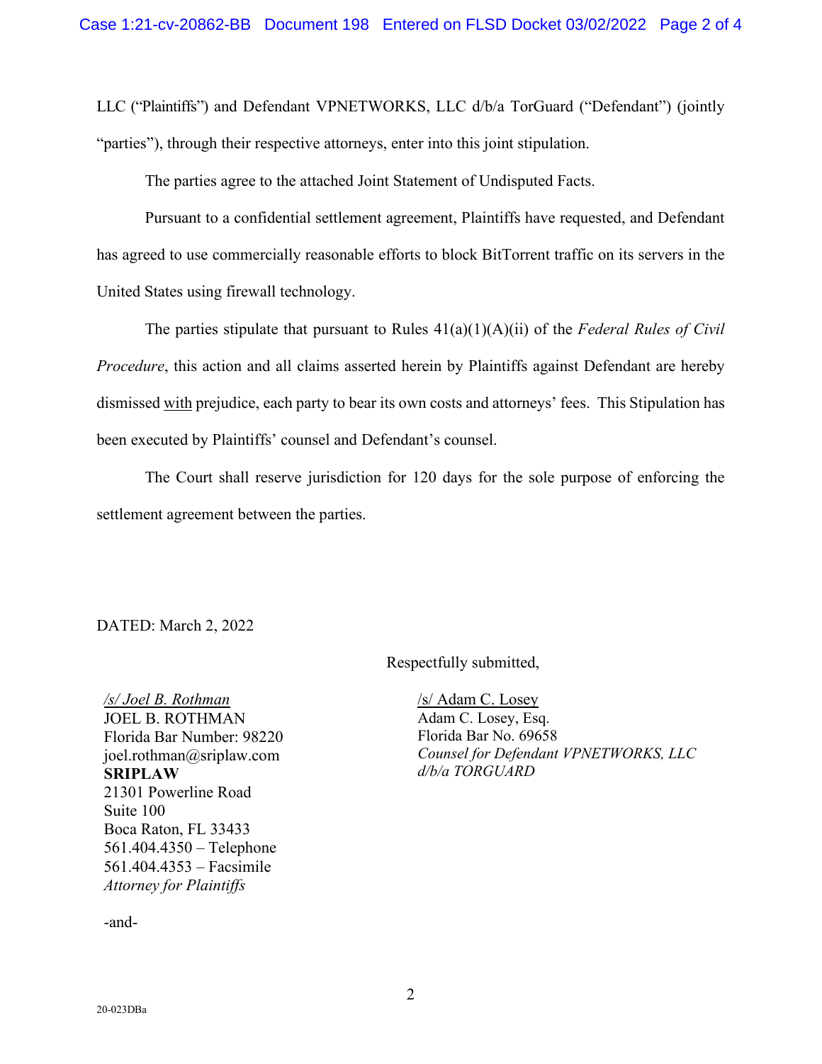LLC ("Plaintiffs") and Defendant VPNETWORKS, LLC d/b/a TorGuard ("Defendant") (jointly "parties"), through their respective attorneys, enter into this joint stipulation.

The parties agree to the attached Joint Statement of Undisputed Facts.

Pursuant to a confidential settlement agreement, Plaintiffs have requested, and Defendant has agreed to use commercially reasonable efforts to block BitTorrent traffic on its servers in the United States using firewall technology.

The parties stipulate that pursuant to Rules 41(a)(1)(A)(ii) of the *Federal Rules of Civil Procedure*, this action and all claims asserted herein by Plaintiffs against Defendant are hereby dismissed with prejudice, each party to bear its own costs and attorneys' fees. This Stipulation has been executed by Plaintiffs' counsel and Defendant's counsel.

The Court shall reserve jurisdiction for 120 days for the sole purpose of enforcing the settlement agreement between the parties.

DATED: March 2, 2022

Respectfully submitted,

*/s/ Joel B. Rothman*
JOEL B. ROTHMAN
Florida Bar Number: 98220
joel.rothman@sriplaw.com
**SRIPLAW**
21301 Powerline Road
Suite 100
Boca Raton, FL 33433
561.404.4350 – Telephone
561.404.4353 – Facsimile
*Attorney for Plaintiffs*

-and-

/s/ Adam C. Losey
Adam C. Losey, Esq.
Florida Bar No. 69658
*Counsel for Defendant VPNETWORKS, LLC d/b/a TORGUARD*

20-023DBa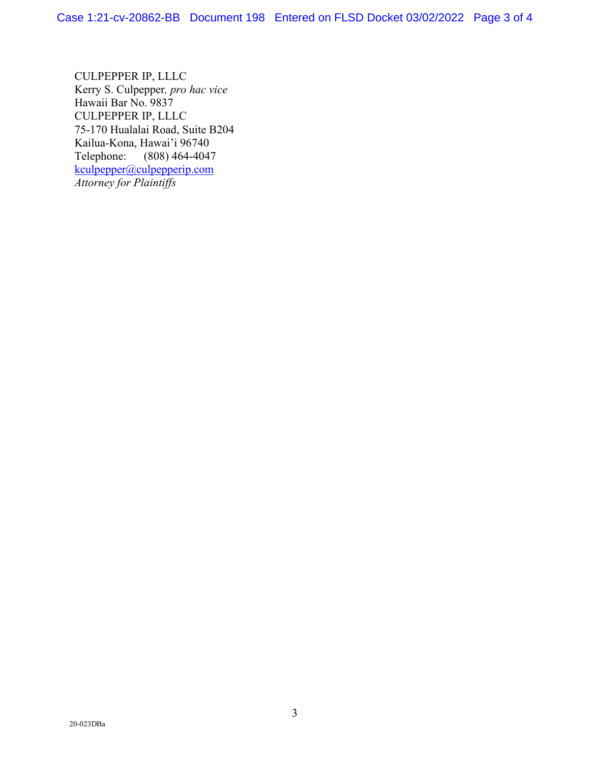CULPEPPER IP, LLLC
Kerry S. Culpepper, *pro hac vice*
Hawaii Bar No. 9837
CULPEPPER IP, LLLC
75-170 Hualalai Road, Suite B204
Kailua-Kona, Hawai'i 96740
Telephone: (808) 464-4047
kculpepper@culpepperip.com
*Attorney for Plaintiffs*

20-023DBa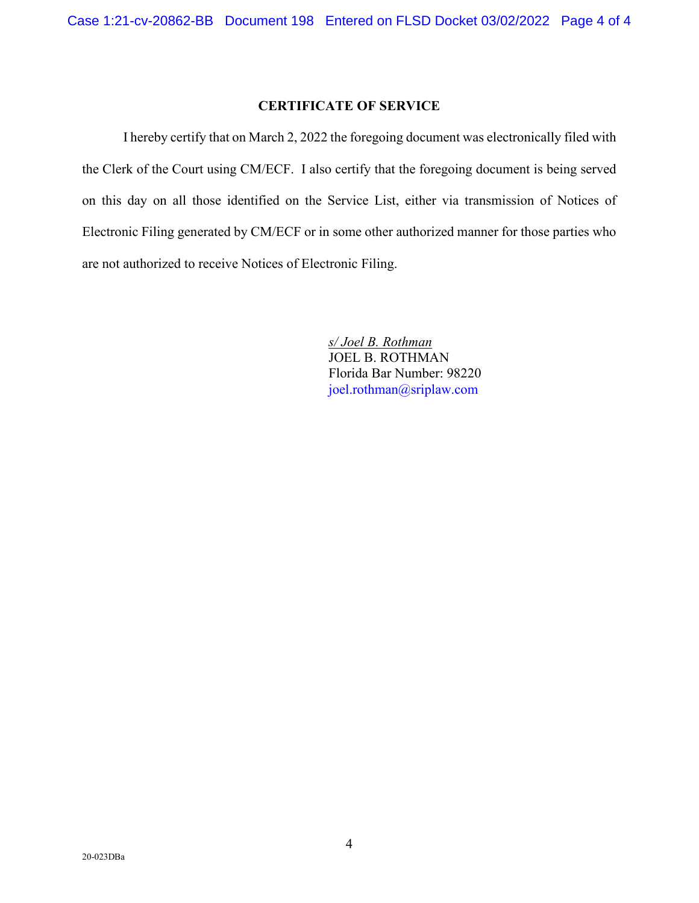## CERTIFICATE OF SERVICE

I hereby certify that on March 2, 2022 the foregoing document was electronically filed with the Clerk of the Court using CM/ECF. I also certify that the foregoing document is being served on this day on all those identified on the Service List, either via transmission of Notices of Electronic Filing generated by CM/ECF or in some other authorized manner for those parties who are not authorized to receive Notices of Electronic Filing.

*s/ Joel B. Rothman*
JOEL B. ROTHMAN
Florida Bar Number: 98220
joel.rothman@sriplaw.com

20-023DBa